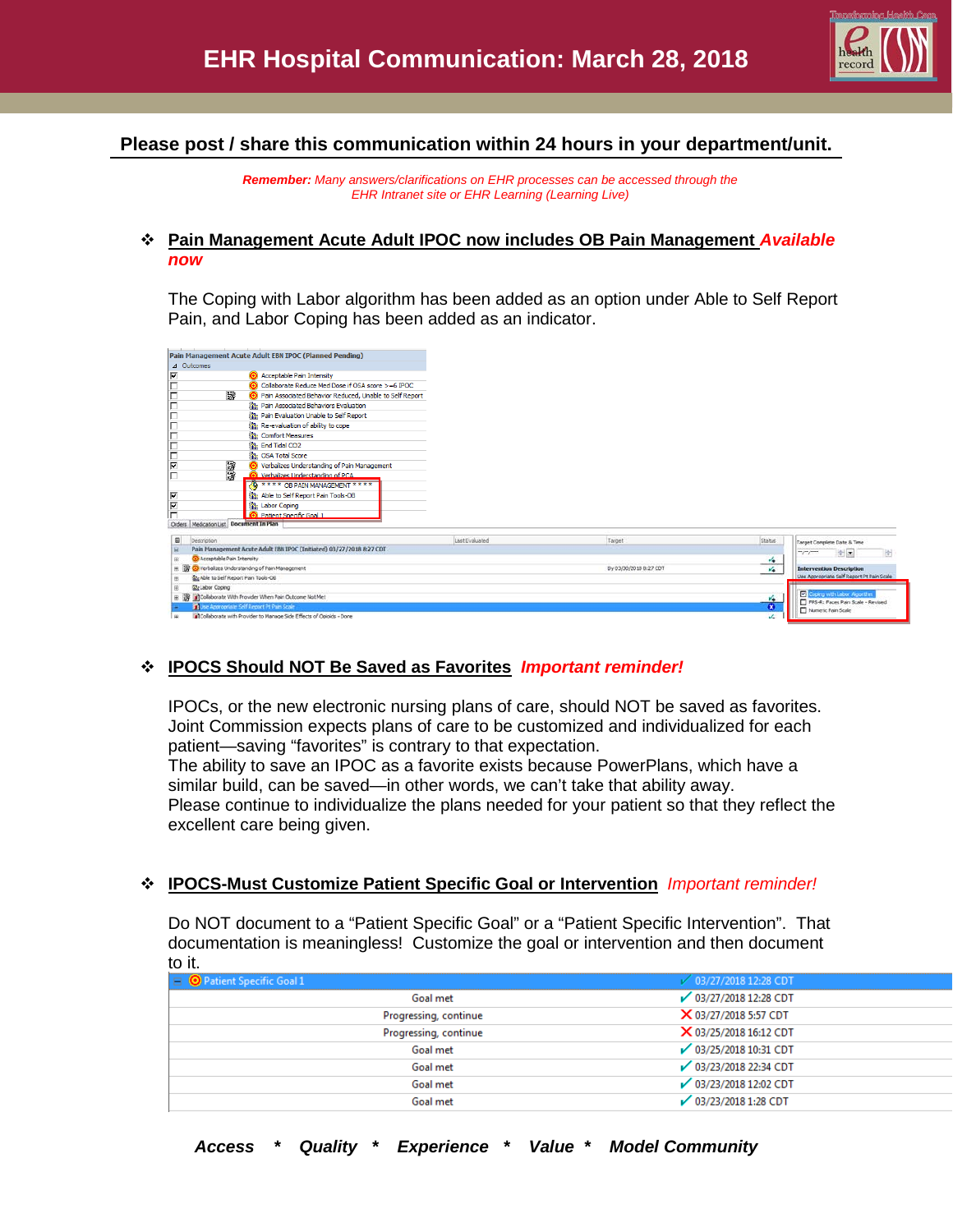# EHR Hospital Communication: March 28, 2018

**Please post / share this communication within 24 hours in your department/unit.**

***Remember:*** *Many answers/clarifications on EHR processes can be accessed through the EHR Intranet site or EHR Learning (Learning Live)*

## ❖ Pain Management Acute Adult IPOC now includes OB Pain Management *Available now*

The Coping with Labor algorithm has been added as an option under Able to Self Report Pain, and Labor Coping has been added as an indicator.

## ❖ IPOCS Should NOT Be Saved as Favorites *Important reminder!*

IPOCs, or the new electronic nursing plans of care, should NOT be saved as favorites. Joint Commission expects plans of care to be customized and individualized for each patient—saving "favorites" is contrary to that expectation.
The ability to save an IPOC as a favorite exists because PowerPlans, which have a similar build, can be saved—in other words, we can't take that ability away.
Please continue to individualize the plans needed for your patient so that they reflect the excellent care being given.

## ❖ IPOCS-Must Customize Patient Specific Goal or Intervention *Important reminder!*

Do NOT document to a "Patient Specific Goal" or a "Patient Specific Intervention". That documentation is meaningless! Customize the goal or intervention and then document to it.

| Patient Specific Goal 1 | ✓ 03/27/2018 12:28 CDT |
|---|---|
| Goal met | ✓ 03/27/2018 12:28 CDT |
| Progressing, continue | ✗ 03/27/2018 5:57 CDT |
| Progressing, continue | ✗ 03/25/2018 16:12 CDT |
| Goal met | ✓ 03/25/2018 10:31 CDT |
| Goal met | ✓ 03/23/2018 22:34 CDT |
| Goal met | ✓ 03/23/2018 12:02 CDT |
| Goal met | ✓ 03/23/2018 1:28 CDT |

***Access * Quality * Experience * Value * Model Community***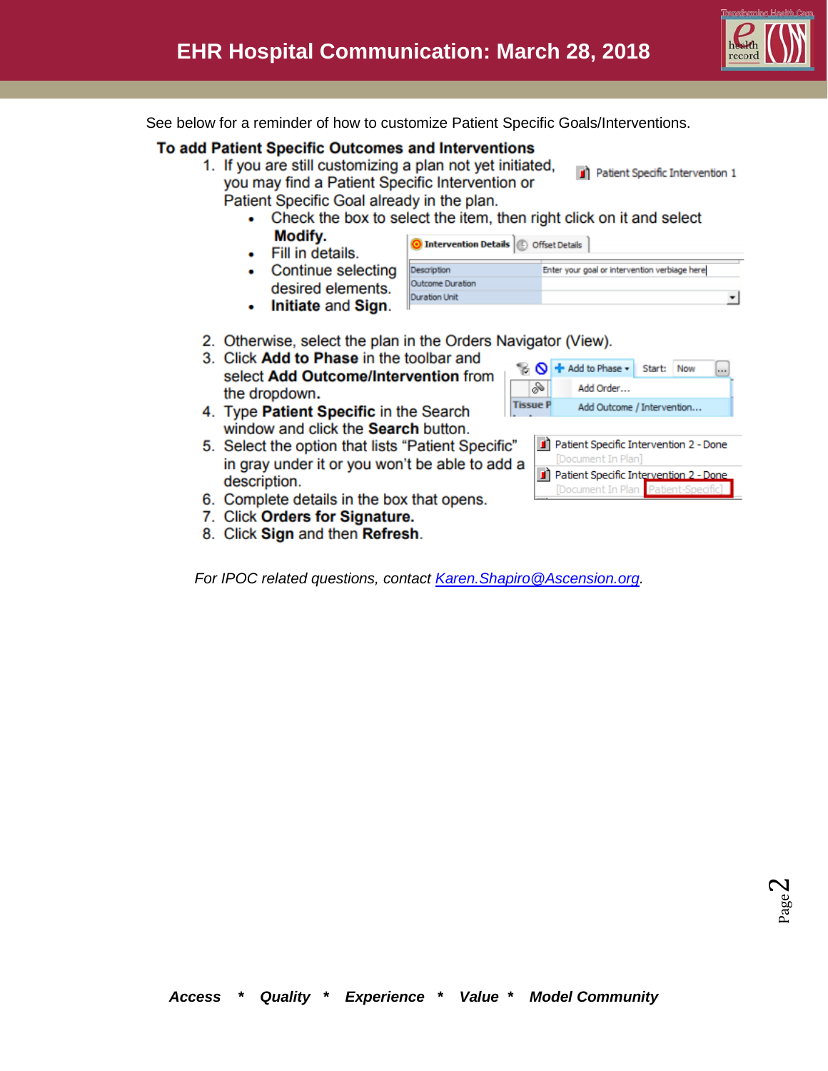See below for a reminder of how to customize Patient Specific Goals/Interventions.

**To add Patient Specific Outcomes and Interventions**

1. If you are still customizing a plan not yet initiated, you may find a Patient Specific Intervention or Patient Specific Goal already in the plan.
   - Check the box to select the item, then right click on it and select **Modify.**
   - Fill in details.
   - Continue selecting desired elements.
   - **Initiate** and **Sign**.
2. Otherwise, select the plan in the Orders Navigator (View).
3. Click **Add to Phase** in the toolbar and select **Add Outcome/Intervention** from the dropdown.
4. Type **Patient Specific** in the Search window and click the **Search** button.
5. Select the option that lists "Patient Specific" in gray under it or you won't be able to add a description.
6. Complete details in the box that opens.
7. Click **Orders for Signature.**
8. Click **Sign** and then **Refresh**.

*For IPOC related questions, contact [Karen.Shapiro@Ascension.org](mailto:Karen.Shapiro@Ascension.org).*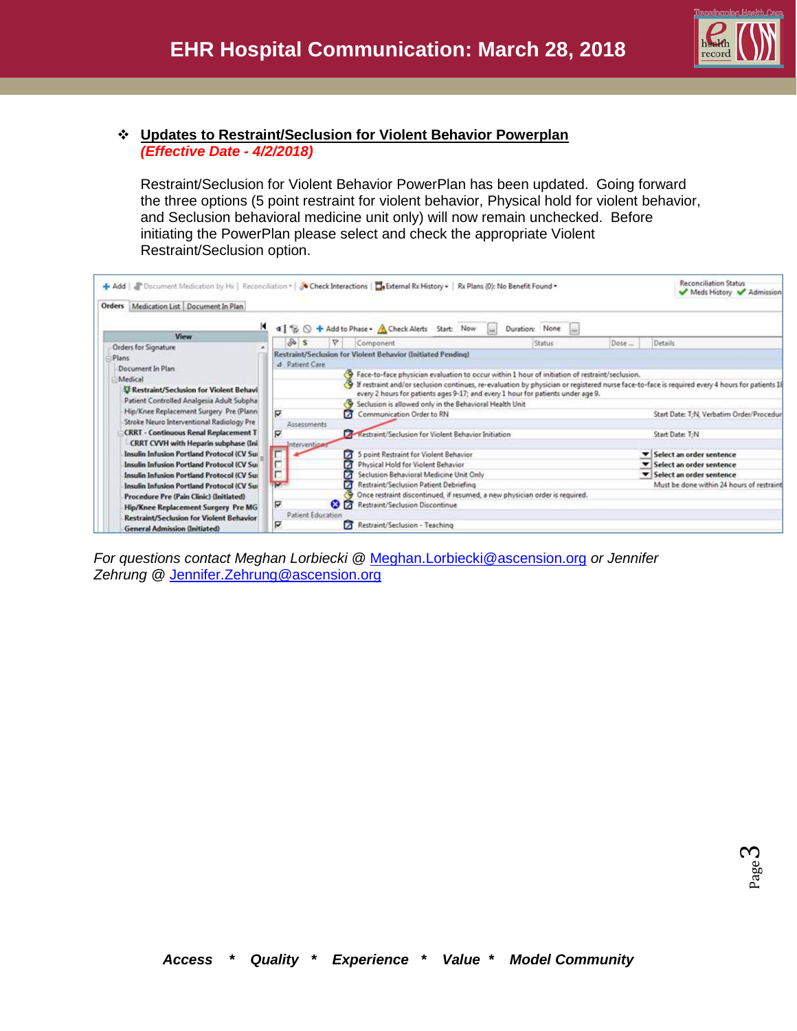- **Updates to Restraint/Seclusion for Violent Behavior Powerplan**
  ***(Effective Date - 4/2/2018)***

  Restraint/Seclusion for Violent Behavior PowerPlan has been updated. Going forward the three options (5 point restraint for violent behavior, Physical hold for violent behavior, and Seclusion behavioral medicine unit only) will now remain unchecked. Before initiating the PowerPlan please select and check the appropriate Violent Restraint/Seclusion option.

*For questions contact Meghan Lorbiecki @* Meghan.Lorbiecki@ascension.org *or Jennifer Zehrung @* Jennifer.Zehrung@ascension.org